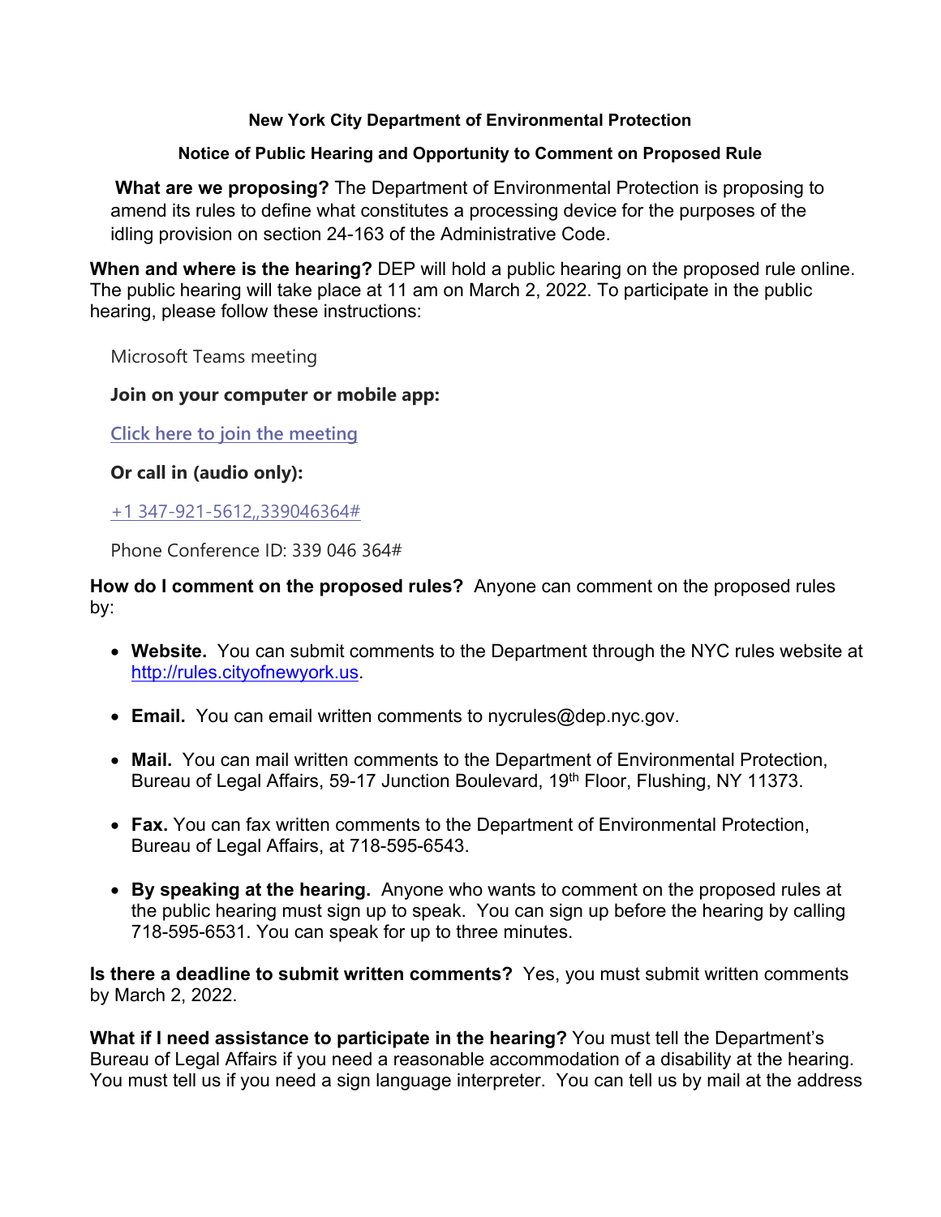**New York City Department of Environmental Protection**

**Notice of Public Hearing and Opportunity to Comment on Proposed Rule**

**What are we proposing?** The Department of Environmental Protection is proposing to amend its rules to define what constitutes a processing device for the purposes of the idling provision on section 24-163 of the Administrative Code.

**When and where is the hearing?** DEP will hold a public hearing on the proposed rule online. The public hearing will take place at 11 am on March 2, 2022. To participate in the public hearing, please follow these instructions:

Microsoft Teams meeting

**Join on your computer or mobile app:**

Click here to join the meeting

**Or call in (audio only):**

+1 347-921-5612,,339046364#

Phone Conference ID: 339 046 364#

**How do I comment on the proposed rules?** Anyone can comment on the proposed rules by:

- **Website.** You can submit comments to the Department through the NYC rules website at http://rules.cityofnewyork.us.
- **Email.** You can email written comments to nycrules@dep.nyc.gov.
- **Mail.** You can mail written comments to the Department of Environmental Protection, Bureau of Legal Affairs, 59-17 Junction Boulevard, 19th Floor, Flushing, NY 11373.
- **Fax.** You can fax written comments to the Department of Environmental Protection, Bureau of Legal Affairs, at 718-595-6543.
- **By speaking at the hearing.** Anyone who wants to comment on the proposed rules at the public hearing must sign up to speak. You can sign up before the hearing by calling 718-595-6531. You can speak for up to three minutes.

**Is there a deadline to submit written comments?** Yes, you must submit written comments by March 2, 2022.

**What if I need assistance to participate in the hearing?** You must tell the Department's Bureau of Legal Affairs if you need a reasonable accommodation of a disability at the hearing. You must tell us if you need a sign language interpreter. You can tell us by mail at the address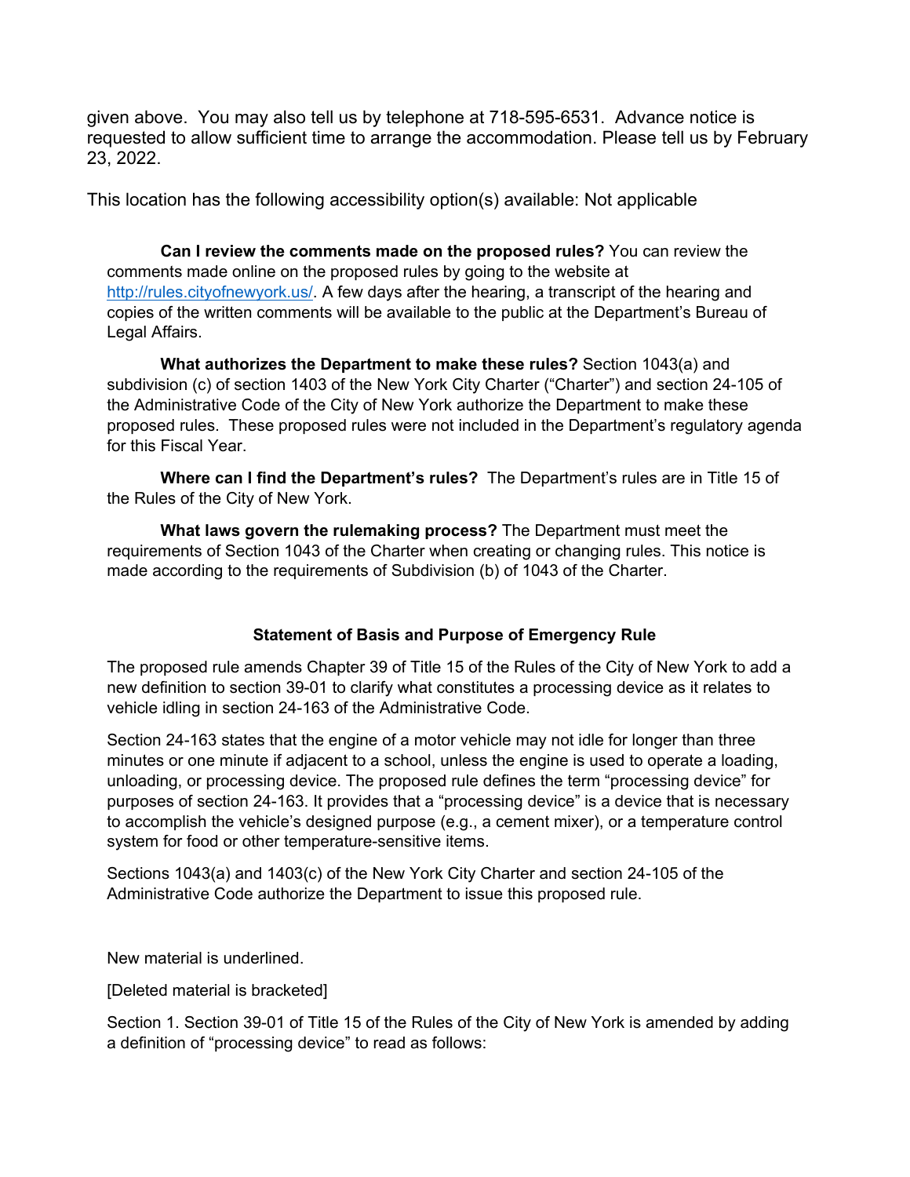given above. You may also tell us by telephone at 718-595-6531. Advance notice is requested to allow sufficient time to arrange the accommodation. Please tell us by February 23, 2022.

This location has the following accessibility option(s) available: Not applicable

**Can I review the comments made on the proposed rules?** You can review the comments made online on the proposed rules by going to the website at http://rules.cityofnewyork.us/. A few days after the hearing, a transcript of the hearing and copies of the written comments will be available to the public at the Department's Bureau of Legal Affairs.

**What authorizes the Department to make these rules?** Section 1043(a) and subdivision (c) of section 1403 of the New York City Charter ("Charter") and section 24-105 of the Administrative Code of the City of New York authorize the Department to make these proposed rules. These proposed rules were not included in the Department's regulatory agenda for this Fiscal Year.

**Where can I find the Department's rules?** The Department's rules are in Title 15 of the Rules of the City of New York.

**What laws govern the rulemaking process?** The Department must meet the requirements of Section 1043 of the Charter when creating or changing rules. This notice is made according to the requirements of Subdivision (b) of 1043 of the Charter.

**Statement of Basis and Purpose of Emergency Rule**

The proposed rule amends Chapter 39 of Title 15 of the Rules of the City of New York to add a new definition to section 39-01 to clarify what constitutes a processing device as it relates to vehicle idling in section 24-163 of the Administrative Code.

Section 24-163 states that the engine of a motor vehicle may not idle for longer than three minutes or one minute if adjacent to a school, unless the engine is used to operate a loading, unloading, or processing device. The proposed rule defines the term "processing device" for purposes of section 24-163. It provides that a "processing device" is a device that is necessary to accomplish the vehicle's designed purpose (e.g., a cement mixer), or a temperature control system for food or other temperature-sensitive items.

Sections 1043(a) and 1403(c) of the New York City Charter and section 24-105 of the Administrative Code authorize the Department to issue this proposed rule.

New material is underlined.

[Deleted material is bracketed]

Section 1. Section 39-01 of Title 15 of the Rules of the City of New York is amended by adding a definition of "processing device" to read as follows: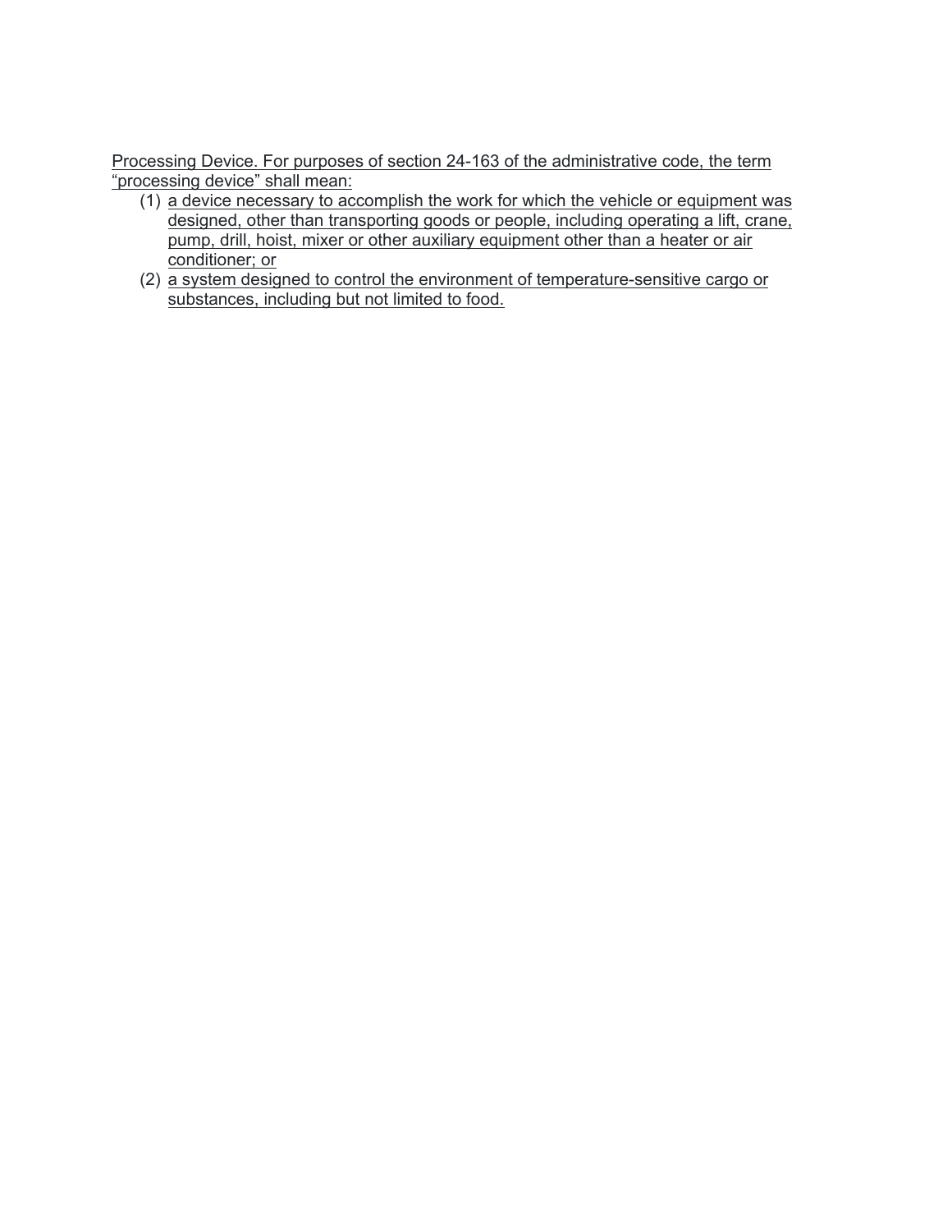Processing Device. For purposes of section 24-163 of the administrative code, the term "processing device" shall mean:

(1) a device necessary to accomplish the work for which the vehicle or equipment was designed, other than transporting goods or people, including operating a lift, crane, pump, drill, hoist, mixer or other auxiliary equipment other than a heater or air conditioner; or

(2) a system designed to control the environment of temperature-sensitive cargo or substances, including but not limited to food.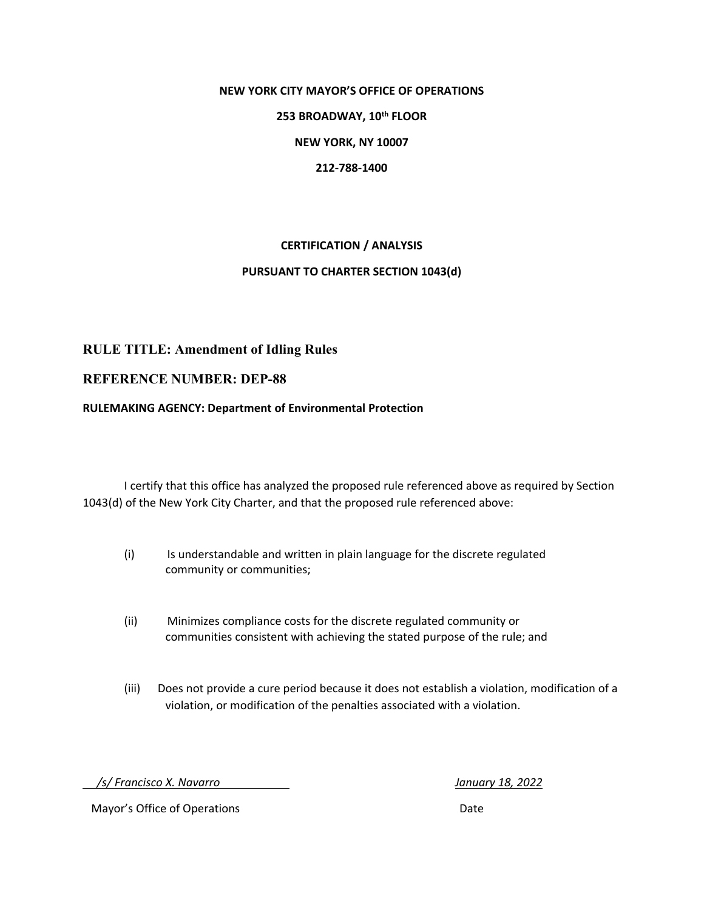**NEW YORK CITY MAYOR'S OFFICE OF OPERATIONS**

**253 BROADWAY, 10th FLOOR**

**NEW YORK, NY 10007**

**212-788-1400**

**CERTIFICATION / ANALYSIS**

**PURSUANT TO CHARTER SECTION 1043(d)**

## RULE TITLE: Amendment of Idling Rules

## REFERENCE NUMBER: DEP-88

**RULEMAKING AGENCY: Department of Environmental Protection**

I certify that this office has analyzed the proposed rule referenced above as required by Section 1043(d) of the New York City Charter, and that the proposed rule referenced above:

(i) Is understandable and written in plain language for the discrete regulated community or communities;

(ii) Minimizes compliance costs for the discrete regulated community or communities consistent with achieving the stated purpose of the rule; and

(iii) Does not provide a cure period because it does not establish a violation, modification of a violation, or modification of the penalties associated with a violation.

*/s/ Francisco X. Navarro* — *January 18, 2022*

Mayor's Office of Operations — Date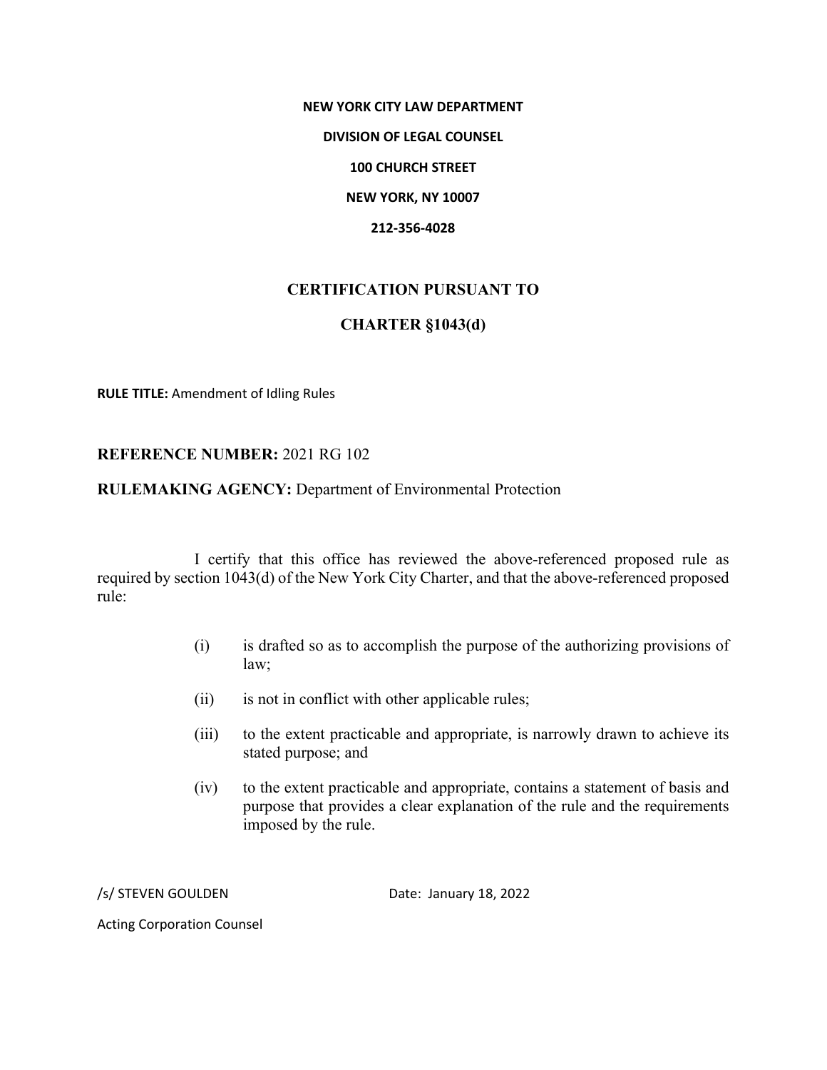**NEW YORK CITY LAW DEPARTMENT**

**DIVISION OF LEGAL COUNSEL**

**100 CHURCH STREET**

**NEW YORK, NY 10007**

**212-356-4028**

## CERTIFICATION PURSUANT TO

## CHARTER §1043(d)

**RULE TITLE:** Amendment of Idling Rules

**REFERENCE NUMBER:** 2021 RG 102

**RULEMAKING AGENCY:** Department of Environmental Protection

I certify that this office has reviewed the above-referenced proposed rule as required by section 1043(d) of the New York City Charter, and that the above-referenced proposed rule:

(i) is drafted so as to accomplish the purpose of the authorizing provisions of law;

(ii) is not in conflict with other applicable rules;

(iii) to the extent practicable and appropriate, is narrowly drawn to achieve its stated purpose; and

(iv) to the extent practicable and appropriate, contains a statement of basis and purpose that provides a clear explanation of the rule and the requirements imposed by the rule.

/s/ STEVEN GOULDEN Date: January 18, 2022

Acting Corporation Counsel